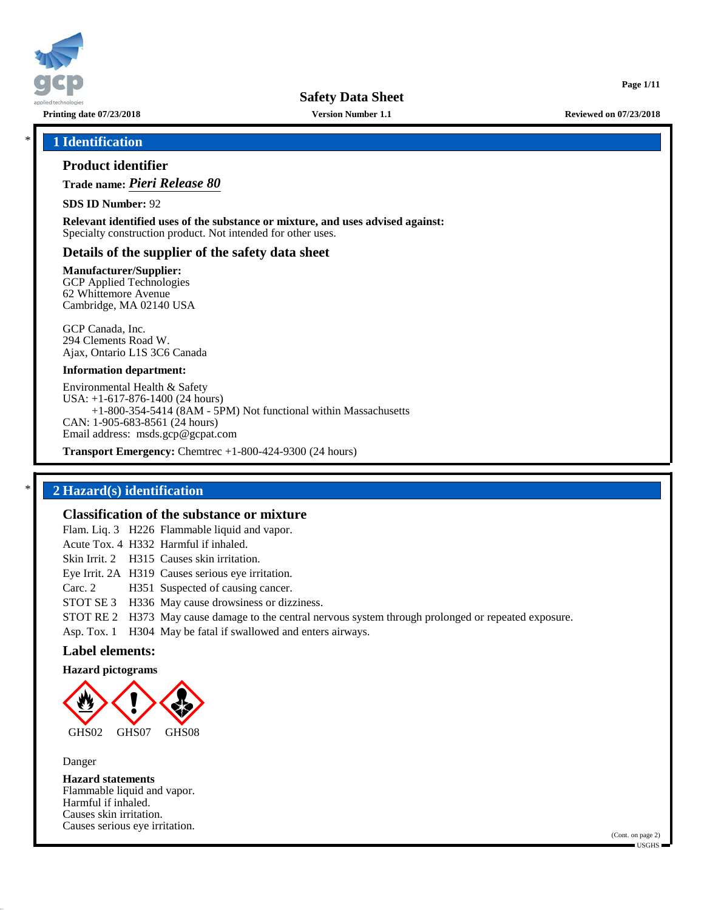Safety Data Sheet

Printing date 07/23/2018 | Version Number 1.1 | Reviewed on 07/23/2018

## * 1 Identification

### Product identifier

**Trade name:** ***Pieri Release 80***

**SDS ID Number:** 92

**Relevant identified uses of the substance or mixture, and uses advised against:**
Specialty construction product. Not intended for other uses.

### Details of the supplier of the safety data sheet

**Manufacturer/Supplier:**
GCP Applied Technologies
62 Whittemore Avenue
Cambridge, MA 02140 USA

GCP Canada, Inc.
294 Clements Road W.
Ajax, Ontario L1S 3C6 Canada

**Information department:**

Environmental Health & Safety
USA: +1-617-876-1400 (24 hours)
+1-800-354-5414 (8AM - 5PM) Not functional within Massachusetts
CAN: 1-905-683-8561 (24 hours)
Email address: msds.gcp@gcpat.com

**Transport Emergency:** Chemtrec +1-800-424-9300 (24 hours)

## * 2 Hazard(s) identification

### Classification of the substance or mixture

| | | |
|---|---|---|
| Flam. Liq. 3 | H226 | Flammable liquid and vapor. |
| Acute Tox. 4 | H332 | Harmful if inhaled. |
| Skin Irrit. 2 | H315 | Causes skin irritation. |
| Eye Irrit. 2A | H319 | Causes serious eye irritation. |
| Carc. 2 | H351 | Suspected of causing cancer. |
| STOT SE 3 | H336 | May cause drowsiness or dizziness. |
| STOT RE 2 | H373 | May cause damage to the central nervous system through prolonged or repeated exposure. |
| Asp. Tox. 1 | H304 | May be fatal if swallowed and enters airways. |

### Label elements:

**Hazard pictograms**

GHS02 GHS07 GHS08

Danger

**Hazard statements**
Flammable liquid and vapor.
Harmful if inhaled.
Causes skin irritation.
Causes serious eye irritation.

(Cont. on page 2)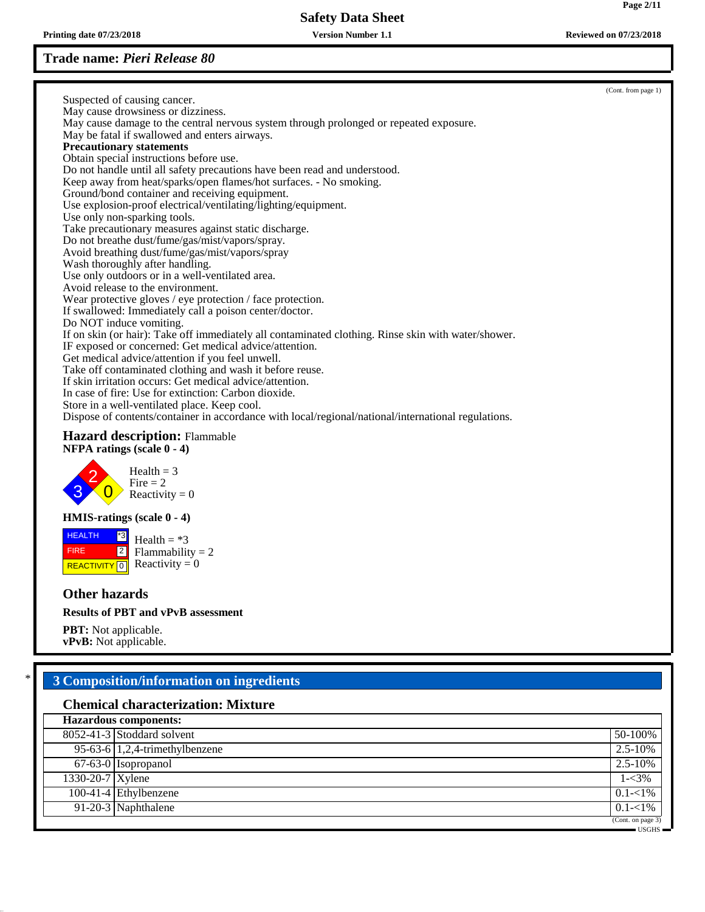Trade name: *Pieri Release 80*

(Cont. from page 1)

Suspected of causing cancer.
May cause drowsiness or dizziness.
May cause damage to the central nervous system through prolonged or repeated exposure.
May be fatal if swallowed and enters airways.

**Precautionary statements**

Obtain special instructions before use.
Do not handle until all safety precautions have been read and understood.
Keep away from heat/sparks/open flames/hot surfaces. - No smoking.
Ground/bond container and receiving equipment.
Use explosion-proof electrical/ventilating/lighting/equipment.
Use only non-sparking tools.
Take precautionary measures against static discharge.
Do not breathe dust/fume/gas/mist/vapors/spray.
Avoid breathing dust/fume/gas/mist/vapors/spray
Wash thoroughly after handling.
Use only outdoors or in a well-ventilated area.
Avoid release to the environment.
Wear protective gloves / eye protection / face protection.
If swallowed: Immediately call a poison center/doctor.
Do NOT induce vomiting.
If on skin (or hair): Take off immediately all contaminated clothing. Rinse skin with water/shower.
IF exposed or concerned: Get medical advice/attention.
Get medical advice/attention if you feel unwell.
Take off contaminated clothing and wash it before reuse.
If skin irritation occurs: Get medical advice/attention.
In case of fire: Use for extinction: Carbon dioxide.
Store in a well-ventilated place. Keep cool.
Dispose of contents/container in accordance with local/regional/national/international regulations.

**Hazard description:** Flammable

**NFPA ratings (scale 0 - 4)**

Health = 3
Fire = 2
Reactivity = 0

**HMIS-ratings (scale 0 - 4)**

| HEALTH | *3 |
|---|---|
| FIRE | 2 |
| REACTIVITY | 0 |

Health = *3
Flammability = 2
Reactivity = 0

### Other hazards

**Results of PBT and vPvB assessment**

**PBT:** Not applicable.
**vPvB:** Not applicable.

## * 3 Composition/information on ingredients

### Chemical characterization: Mixture

**Hazardous components:**

| CAS | Component | Concentration |
|---|---|---|
| 8052-41-3 | Stoddard solvent | 50-100% |
| 95-63-6 | 1,2,4-trimethylbenzene | 2.5-10% |
| 67-63-0 | Isopropanol | 2.5-10% |
| 1330-20-7 | Xylene | 1-<3% |
| 100-41-4 | Ethylbenzene | 0.1-<1% |
| 91-20-3 | Naphthalene | 0.1-<1% |

(Cont. on page 3)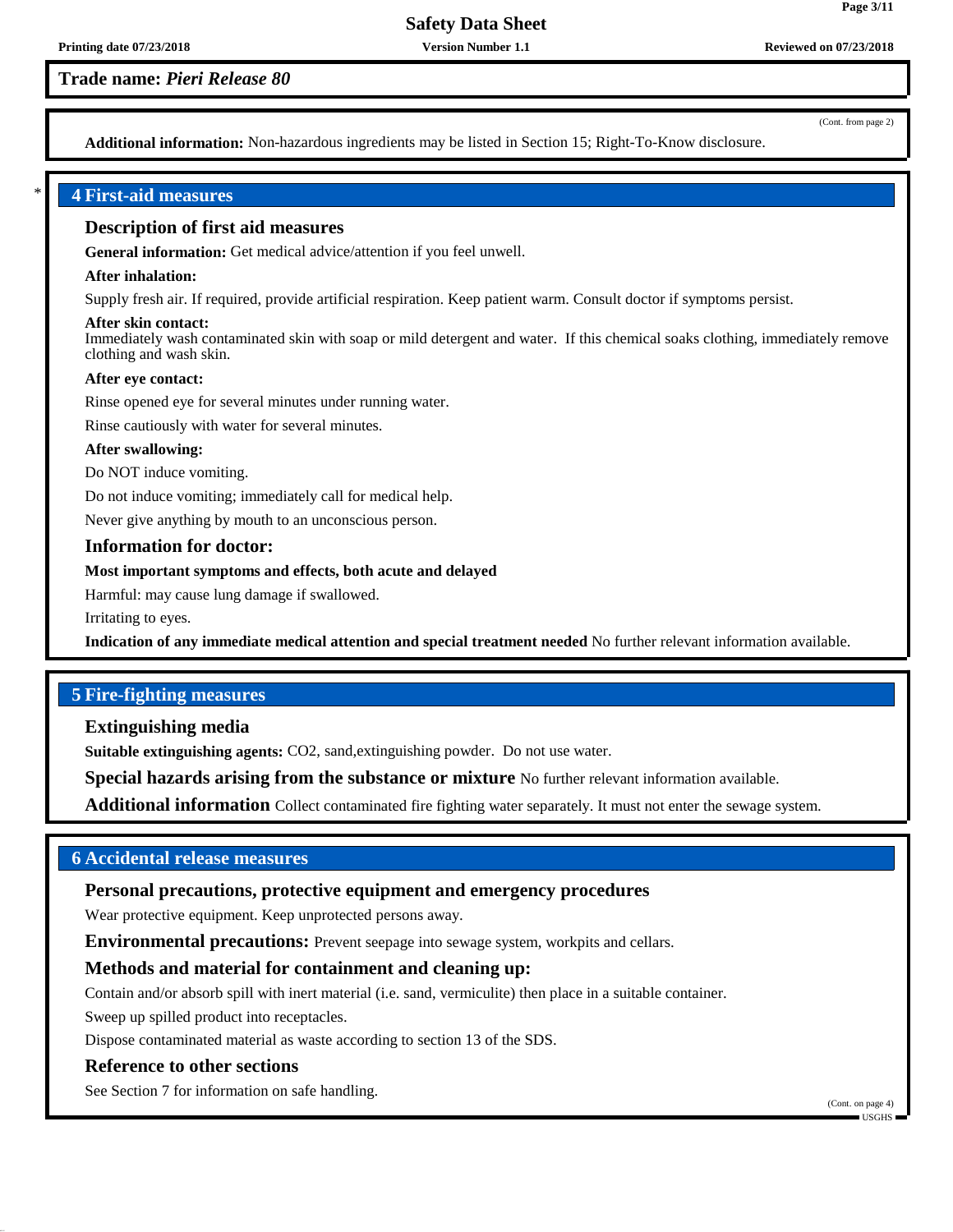**Trade name: *Pieri Release 80***

(Cont. from page 2)

**Additional information:** Non-hazardous ingredients may be listed in Section 15; Right-To-Know disclosure.

## 4 First-aid measures

### Description of first aid measures

**General information:** Get medical advice/attention if you feel unwell.

**After inhalation:**

Supply fresh air. If required, provide artificial respiration. Keep patient warm. Consult doctor if symptoms persist.

**After skin contact:**
Immediately wash contaminated skin with soap or mild detergent and water. If this chemical soaks clothing, immediately remove clothing and wash skin.

**After eye contact:**

Rinse opened eye for several minutes under running water.

Rinse cautiously with water for several minutes.

**After swallowing:**

Do NOT induce vomiting.

Do not induce vomiting; immediately call for medical help.

Never give anything by mouth to an unconscious person.

### Information for doctor:

**Most important symptoms and effects, both acute and delayed**

Harmful: may cause lung damage if swallowed.

Irritating to eyes.

**Indication of any immediate medical attention and special treatment needed** No further relevant information available.

## 5 Fire-fighting measures

### Extinguishing media

**Suitable extinguishing agents:** CO2, sand,extinguishing powder. Do not use water.

**Special hazards arising from the substance or mixture** No further relevant information available.

**Additional information** Collect contaminated fire fighting water separately. It must not enter the sewage system.

## 6 Accidental release measures

### Personal precautions, protective equipment and emergency procedures

Wear protective equipment. Keep unprotected persons away.

**Environmental precautions:** Prevent seepage into sewage system, workpits and cellars.

### Methods and material for containment and cleaning up:

Contain and/or absorb spill with inert material (i.e. sand, vermiculite) then place in a suitable container.

Sweep up spilled product into receptacles.

Dispose contaminated material as waste according to section 13 of the SDS.

### Reference to other sections

See Section 7 for information on safe handling.

(Cont. on page 4)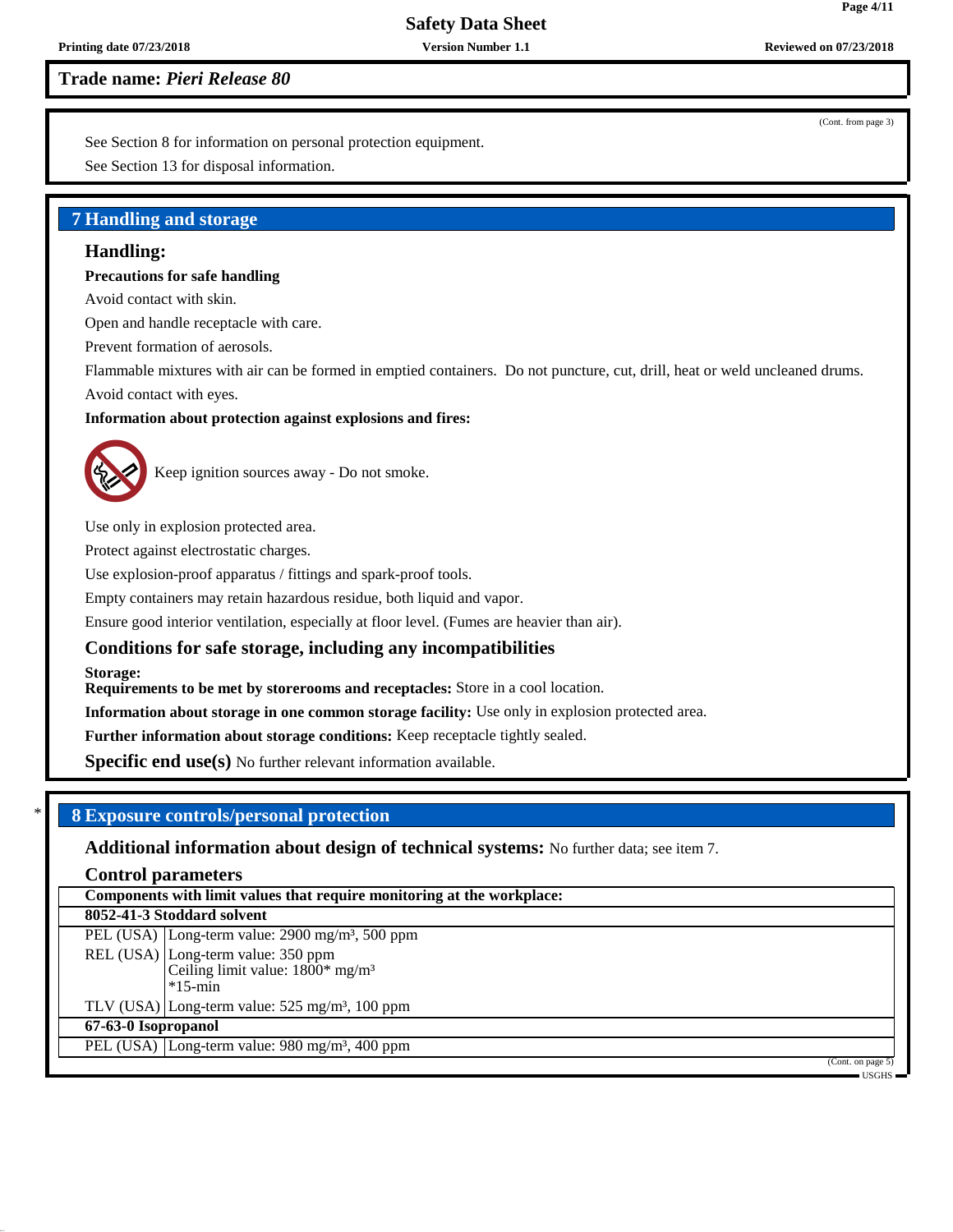**Trade name: *Pieri Release 80***

(Cont. from page 3)

See Section 8 for information on personal protection equipment.

See Section 13 for disposal information.

## 7 Handling and storage

### Handling:

**Precautions for safe handling**

Avoid contact with skin.

Open and handle receptacle with care.

Prevent formation of aerosols.

Flammable mixtures with air can be formed in emptied containers. Do not puncture, cut, drill, heat or weld uncleaned drums.

Avoid contact with eyes.

**Information about protection against explosions and fires:**

Keep ignition sources away - Do not smoke.

Use only in explosion protected area.

Protect against electrostatic charges.

Use explosion-proof apparatus / fittings and spark-proof tools.

Empty containers may retain hazardous residue, both liquid and vapor.

Ensure good interior ventilation, especially at floor level. (Fumes are heavier than air).

### Conditions for safe storage, including any incompatibilities

**Storage:**

**Requirements to be met by storerooms and receptacles:** Store in a cool location.

**Information about storage in one common storage facility:** Use only in explosion protected area.

**Further information about storage conditions:** Keep receptacle tightly sealed.

**Specific end use(s)** No further relevant information available.

## * 8 Exposure controls/personal protection

**Additional information about design of technical systems:** No further data; see item 7.

### Control parameters

| Components with limit values that require monitoring at the workplace: | |
|---|---|
| **8052-41-3 Stoddard solvent** | |
| PEL (USA) | Long-term value: 2900 mg/m³, 500 ppm |
| REL (USA) | Long-term value: 350 ppm<br>Ceiling limit value: 1800* mg/m³<br>*15-min |
| TLV (USA) | Long-term value: 525 mg/m³, 100 ppm |
| **67-63-0 Isopropanol** | |
| PEL (USA) | Long-term value: 980 mg/m³, 400 ppm |

(Cont. on page 5)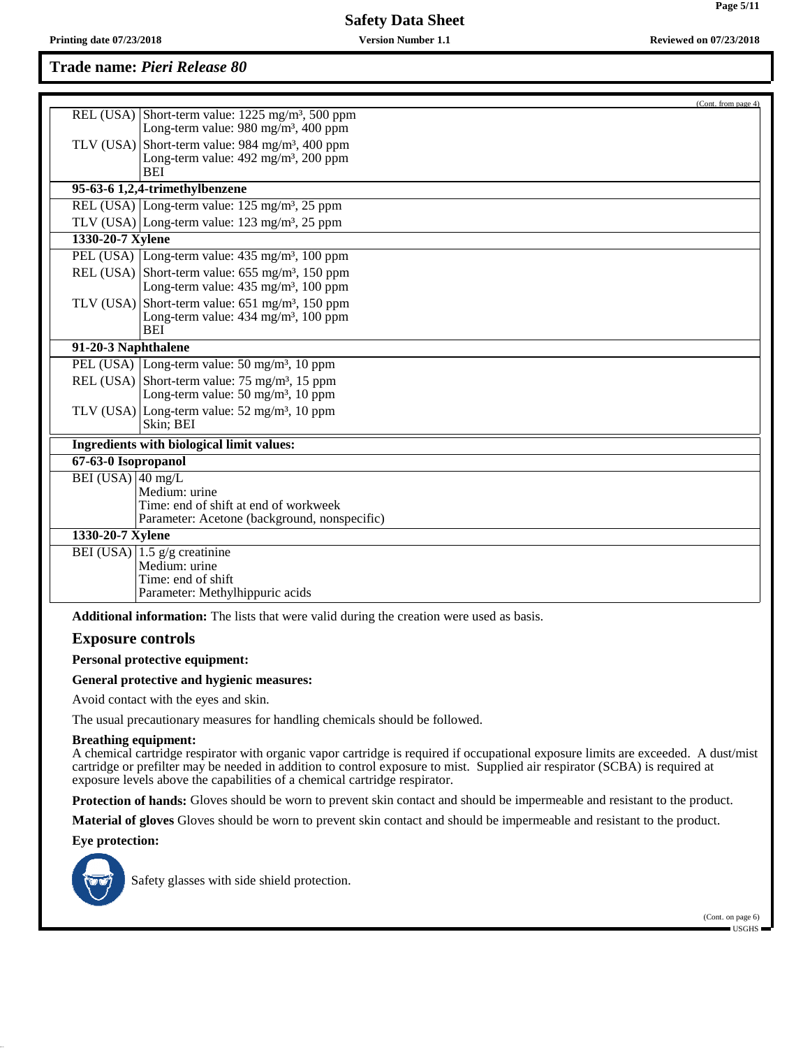Trade name: *Pieri Release 80*

(Cont. from page 4)

| | |
|---|---|
| REL (USA) | Short-term value: 1225 mg/m³, 500 ppm<br>Long-term value: 980 mg/m³, 400 ppm |
| TLV (USA) | Short-term value: 984 mg/m³, 400 ppm<br>Long-term value: 492 mg/m³, 200 ppm<br>BEI |
| **95-63-6 1,2,4-trimethylbenzene** | |
| REL (USA) | Long-term value: 125 mg/m³, 25 ppm |
| TLV (USA) | Long-term value: 123 mg/m³, 25 ppm |
| **1330-20-7 Xylene** | |
| PEL (USA) | Long-term value: 435 mg/m³, 100 ppm |
| REL (USA) | Short-term value: 655 mg/m³, 150 ppm<br>Long-term value: 435 mg/m³, 100 ppm |
| TLV (USA) | Short-term value: 651 mg/m³, 150 ppm<br>Long-term value: 434 mg/m³, 100 ppm<br>BEI |
| **91-20-3 Naphthalene** | |
| PEL (USA) | Long-term value: 50 mg/m³, 10 ppm |
| REL (USA) | Short-term value: 75 mg/m³, 15 ppm<br>Long-term value: 50 mg/m³, 10 ppm |
| TLV (USA) | Long-term value: 52 mg/m³, 10 ppm<br>Skin; BEI |

| **Ingredients with biological limit values:** | |
|---|---|
| **67-63-0 Isopropanol** | |
| BEI (USA) | 40 mg/L<br>Medium: urine<br>Time: end of shift at end of workweek<br>Parameter: Acetone (background, nonspecific) |
| **1330-20-7 Xylene** | |
| BEI (USA) | 1.5 g/g creatinine<br>Medium: urine<br>Time: end of shift<br>Parameter: Methylhippuric acids |

**Additional information:** The lists that were valid during the creation were used as basis.

## Exposure controls

**Personal protective equipment:**

**General protective and hygienic measures:**

Avoid contact with the eyes and skin.

The usual precautionary measures for handling chemicals should be followed.

**Breathing equipment:**
A chemical cartridge respirator with organic vapor cartridge is required if occupational exposure limits are exceeded. A dust/mist cartridge or prefilter may be needed in addition to control exposure to mist. Supplied air respirator (SCBA) is required at exposure levels above the capabilities of a chemical cartridge respirator.

**Protection of hands:** Gloves should be worn to prevent skin contact and should be impermeable and resistant to the product.

**Material of gloves** Gloves should be worn to prevent skin contact and should be impermeable and resistant to the product.

**Eye protection:**

Safety glasses with side shield protection.

(Cont. on page 6)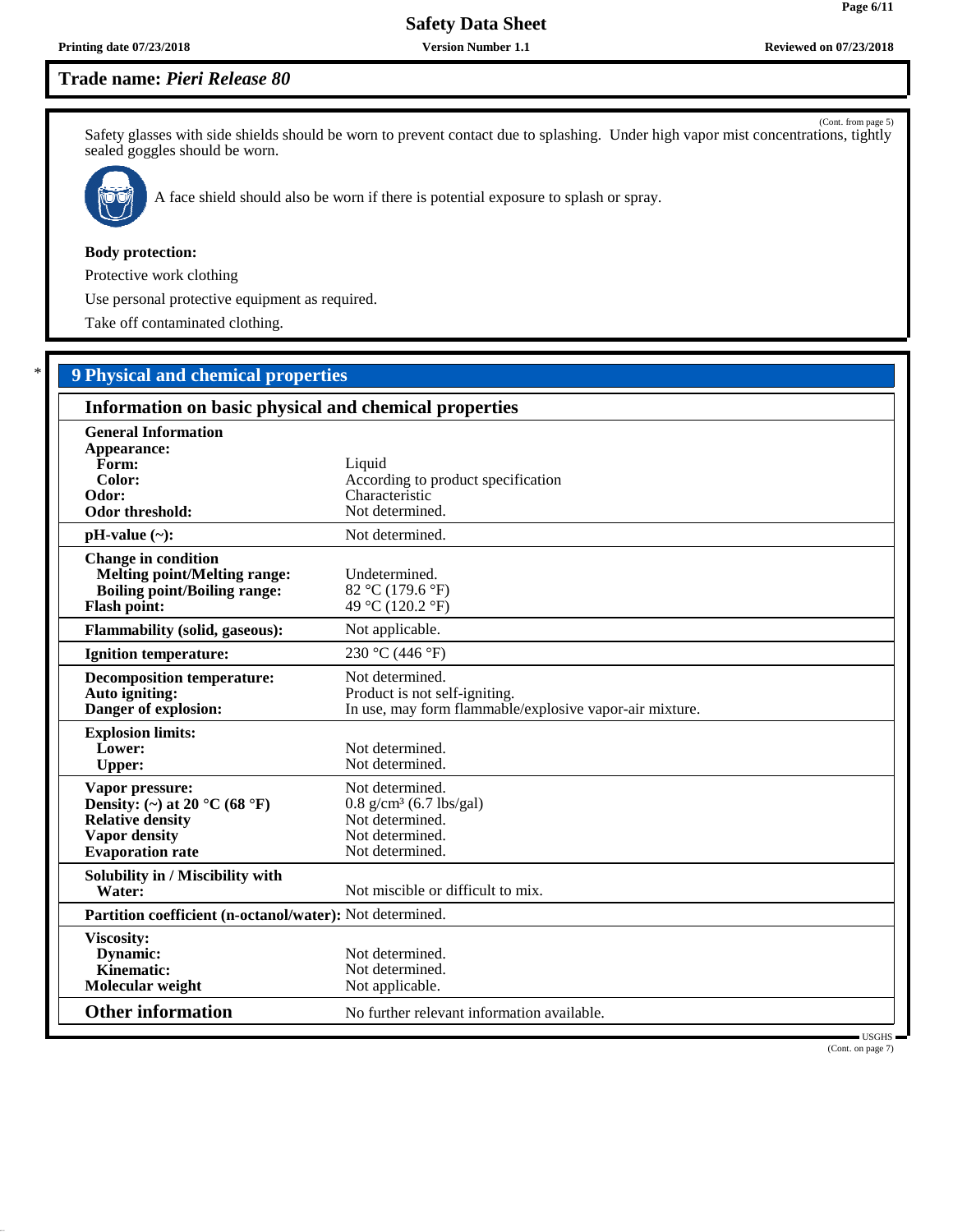**Trade name: *Pieri Release 80***

(Cont. from page 5)

Safety glasses with side shields should be worn to prevent contact due to splashing. Under high vapor mist concentrations, tightly sealed goggles should be worn.

A face shield should also be worn if there is potential exposure to splash or spray.

**Body protection:**

Protective work clothing

Use personal protective equipment as required.

Take off contaminated clothing.

## * 9 Physical and chemical properties

### Information on basic physical and chemical properties

| Property | Value |
|---|---|
| **General Information** | |
| **Appearance:** | |
| **Form:** | Liquid |
| **Color:** | According to product specification |
| **Odor:** | Characteristic |
| **Odor threshold:** | Not determined. |
| **pH-value (~):** | Not determined. |
| **Change in condition** | |
| **Melting point/Melting range:** | Undetermined. |
| **Boiling point/Boiling range:** | 82 °C (179.6 °F) |
| **Flash point:** | 49 °C (120.2 °F) |
| **Flammability (solid, gaseous):** | Not applicable. |
| **Ignition temperature:** | 230 °C (446 °F) |
| **Decomposition temperature:** | Not determined. |
| **Auto igniting:** | Product is not self-igniting. |
| **Danger of explosion:** | In use, may form flammable/explosive vapor-air mixture. |
| **Explosion limits:** | |
| **Lower:** | Not determined. |
| **Upper:** | Not determined. |
| **Vapor pressure:** | Not determined. |
| **Density: (~) at 20 °C (68 °F)** | 0.8 g/cm³ (6.7 lbs/gal) |
| **Relative density** | Not determined. |
| **Vapor density** | Not determined. |
| **Evaporation rate** | Not determined. |
| **Solubility in / Miscibility with** | |
| **Water:** | Not miscible or difficult to mix. |
| **Partition coefficient (n-octanol/water):** | Not determined. |
| **Viscosity:** | |
| **Dynamic:** | Not determined. |
| **Kinematic:** | Not determined. |
| **Molecular weight** | Not applicable. |
| **Other information** | No further relevant information available. |

USGHS

(Cont. on page 7)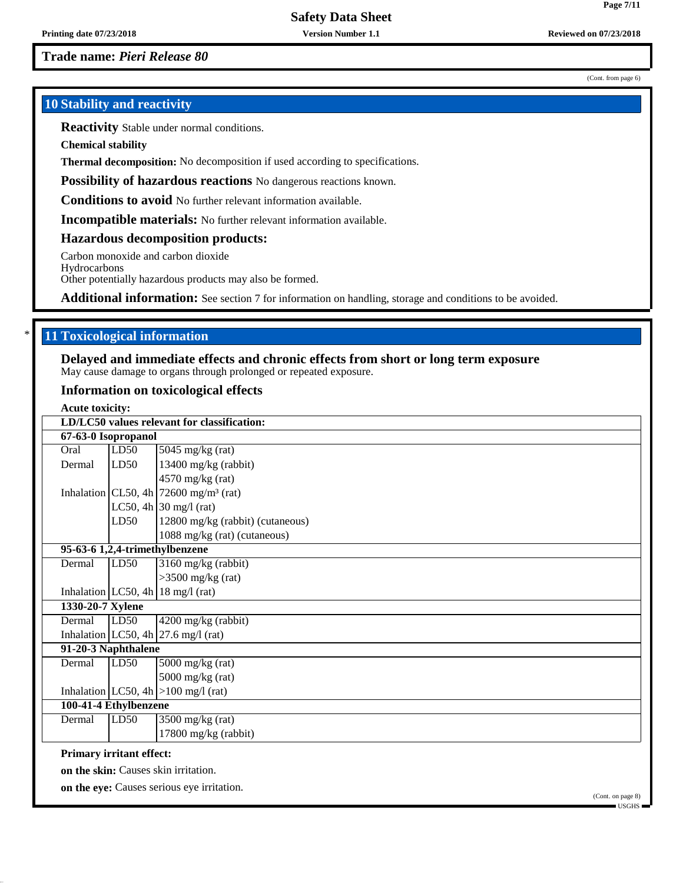**Trade name:** ***Pieri Release 80***

(Cont. from page 6)

## 10 Stability and reactivity

**Reactivity** Stable under normal conditions.

**Chemical stability**

**Thermal decomposition:** No decomposition if used according to specifications.

**Possibility of hazardous reactions** No dangerous reactions known.

**Conditions to avoid** No further relevant information available.

**Incompatible materials:** No further relevant information available.

**Hazardous decomposition products:**

Carbon monoxide and carbon dioxide
Hydrocarbons
Other potentially hazardous products may also be formed.

**Additional information:** See section 7 for information on handling, storage and conditions to be avoided.

## * 11 Toxicological information

**Delayed and immediate effects and chronic effects from short or long term exposure**
May cause damage to organs through prolonged or repeated exposure.

**Information on toxicological effects**

**Acute toxicity:**

| **LD/LC50 values relevant for classification:** | | |
|---|---|---|
| **67-63-0 Isopropanol** | | |
| Oral | LD50 | 5045 mg/kg (rat) |
| Dermal | LD50 | 13400 mg/kg (rabbit) |
| | | 4570 mg/kg (rat) |
| Inhalation | CL50, 4h | 72600 mg/m³ (rat) |
| | LC50, 4h | 30 mg/l (rat) |
| | LD50 | 12800 mg/kg (rabbit) (cutaneous) |
| | | 1088 mg/kg (rat) (cutaneous) |
| **95-63-6 1,2,4-trimethylbenzene** | | |
| Dermal | LD50 | 3160 mg/kg (rabbit) |
| | | >3500 mg/kg (rat) |
| Inhalation | LC50, 4h | 18 mg/l (rat) |
| **1330-20-7 Xylene** | | |
| Dermal | LD50 | 4200 mg/kg (rabbit) |
| Inhalation | LC50, 4h | 27.6 mg/l (rat) |
| **91-20-3 Naphthalene** | | |
| Dermal | LD50 | 5000 mg/kg (rat) |
| | | 5000 mg/kg (rat) |
| Inhalation | LC50, 4h | >100 mg/l (rat) |
| **100-41-4 Ethylbenzene** | | |
| Dermal | LD50 | 3500 mg/kg (rat) |
| | | 17800 mg/kg (rabbit) |

**Primary irritant effect:**

**on the skin:** Causes skin irritation.

**on the eye:** Causes serious eye irritation.

(Cont. on page 8)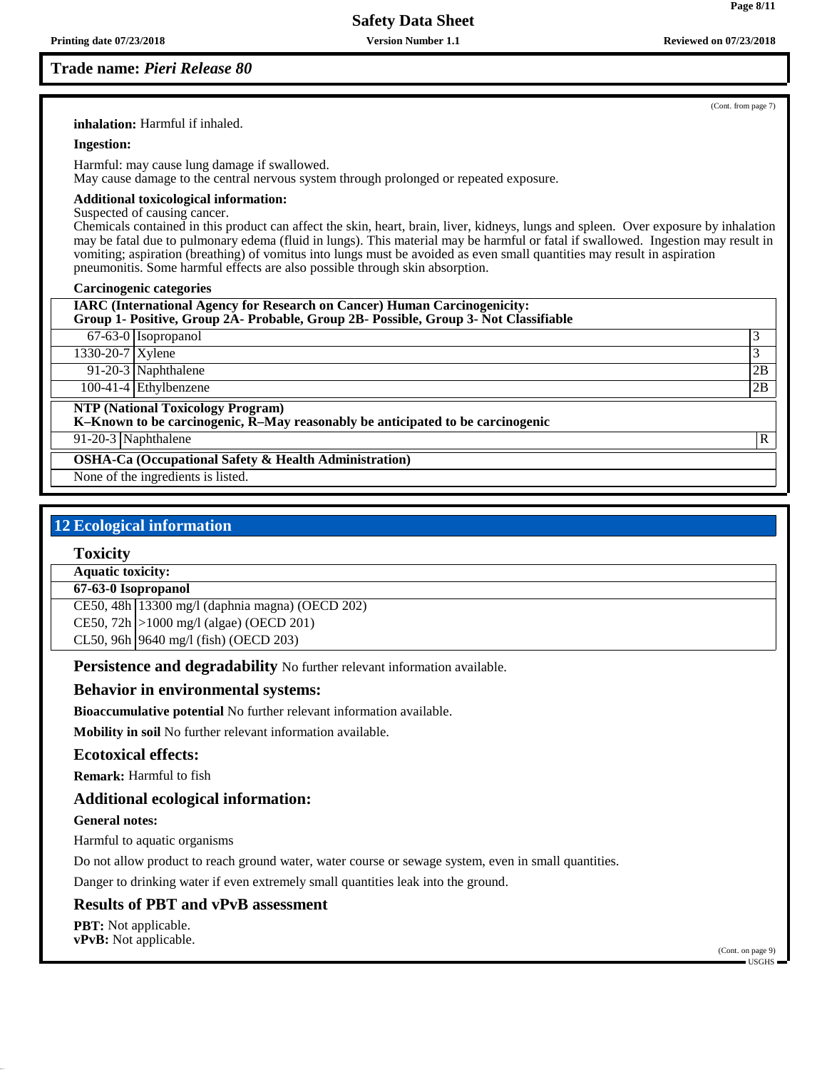**Trade name:** ***Pieri Release 80***

(Cont. from page 7)

**inhalation:** Harmful if inhaled.

**Ingestion:**

Harmful: may cause lung damage if swallowed.
May cause damage to the central nervous system through prolonged or repeated exposure.

**Additional toxicological information:**
Suspected of causing cancer.
Chemicals contained in this product can affect the skin, heart, brain, liver, kidneys, lungs and spleen. Over exposure by inhalation may be fatal due to pulmonary edema (fluid in lungs). This material may be harmful or fatal if swallowed. Ingestion may result in vomiting; aspiration (breathing) of vomitus into lungs must be avoided as even small quantities may result in aspiration pneumonitis. Some harmful effects are also possible through skin absorption.

**Carcinogenic categories**

| **IARC (International Agency for Research on Cancer) Human Carcinogenicity: Group 1- Positive, Group 2A- Probable, Group 2B- Possible, Group 3- Not Classifiable** | | |
|---|---|---|
| 67-63-0 | Isopropanol | 3 |
| 1330-20-7 | Xylene | 3 |
| 91-20-3 | Naphthalene | 2B |
| 100-41-4 | Ethylbenzene | 2B |

| **NTP (National Toxicology Program) K–Known to be carcinogenic, R–May reasonably be anticipated to be carcinogenic** | | |
|---|---|---|
| 91-20-3 | Naphthalene | R |

| **OSHA-Ca (Occupational Safety & Health Administration)** |
|---|
| None of the ingredients is listed. |

## 12 Ecological information

### Toxicity

| **Aquatic toxicity:** | |
|---|---|
| **67-63-0 Isopropanol** | |
| CE50, 48h | 13300 mg/l (daphnia magna) (OECD 202) |
| CE50, 72h | >1000 mg/l (algae) (OECD 201) |
| CL50, 96h | 9640 mg/l (fish) (OECD 203) |

**Persistence and degradability** No further relevant information available.

### Behavior in environmental systems:

**Bioaccumulative potential** No further relevant information available.

**Mobility in soil** No further relevant information available.

### Ecotoxical effects:

**Remark:** Harmful to fish

### Additional ecological information:

**General notes:**

Harmful to aquatic organisms

Do not allow product to reach ground water, water course or sewage system, even in small quantities.

Danger to drinking water if even extremely small quantities leak into the ground.

### Results of PBT and vPvB assessment

**PBT:** Not applicable.
**vPvB:** Not applicable.

(Cont. on page 9)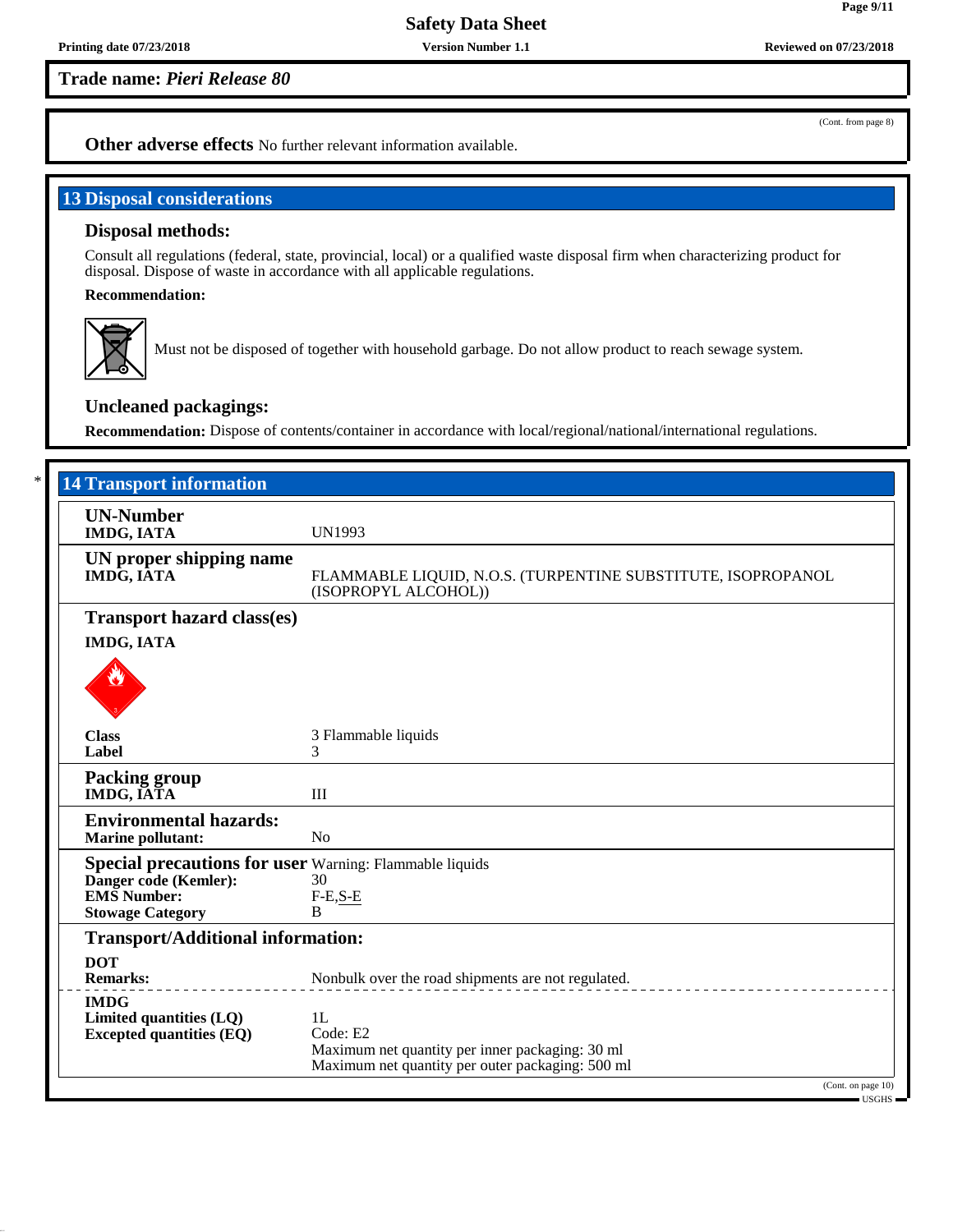Trade name: *Pieri Release 80*

(Cont. from page 8)

**Other adverse effects** No further relevant information available.

## 13 Disposal considerations

### Disposal methods:

Consult all regulations (federal, state, provincial, local) or a qualified waste disposal firm when characterizing product for disposal. Dispose of waste in accordance with all applicable regulations.

**Recommendation:**

Must not be disposed of together with household garbage. Do not allow product to reach sewage system.

### Uncleaned packagings:

**Recommendation:** Dispose of contents/container in accordance with local/regional/national/international regulations.

## * 14 Transport information

| | |
|---|---|
| **UN-Number**<br>**IMDG, IATA** | UN1993 |
| **UN proper shipping name**<br>**IMDG, IATA** | FLAMMABLE LIQUID, N.O.S. (TURPENTINE SUBSTITUTE, ISOPROPANOL (ISOPROPYL ALCOHOL)) |
| **Transport hazard class(es)**<br>**IMDG, IATA** | |
| **Class** | 3 Flammable liquids |
| **Label** | 3 |
| **Packing group**<br>**IMDG, IATA** | III |
| **Environmental hazards:**<br>**Marine pollutant:** | No |
| **Special precautions for user** | Warning: Flammable liquids |
| **Danger code (Kemler):** | 30 |
| **EMS Number:** | F-E,S-E |
| **Stowage Category** | B |
| **Transport/Additional information:** | |
| **DOT**<br>**Remarks:** | Nonbulk over the road shipments are not regulated. |
| **IMDG**<br>**Limited quantities (LQ)** | 1L |
| **Excepted quantities (EQ)** | Code: E2<br>Maximum net quantity per inner packaging: 30 ml<br>Maximum net quantity per outer packaging: 500 ml |

(Cont. on page 10)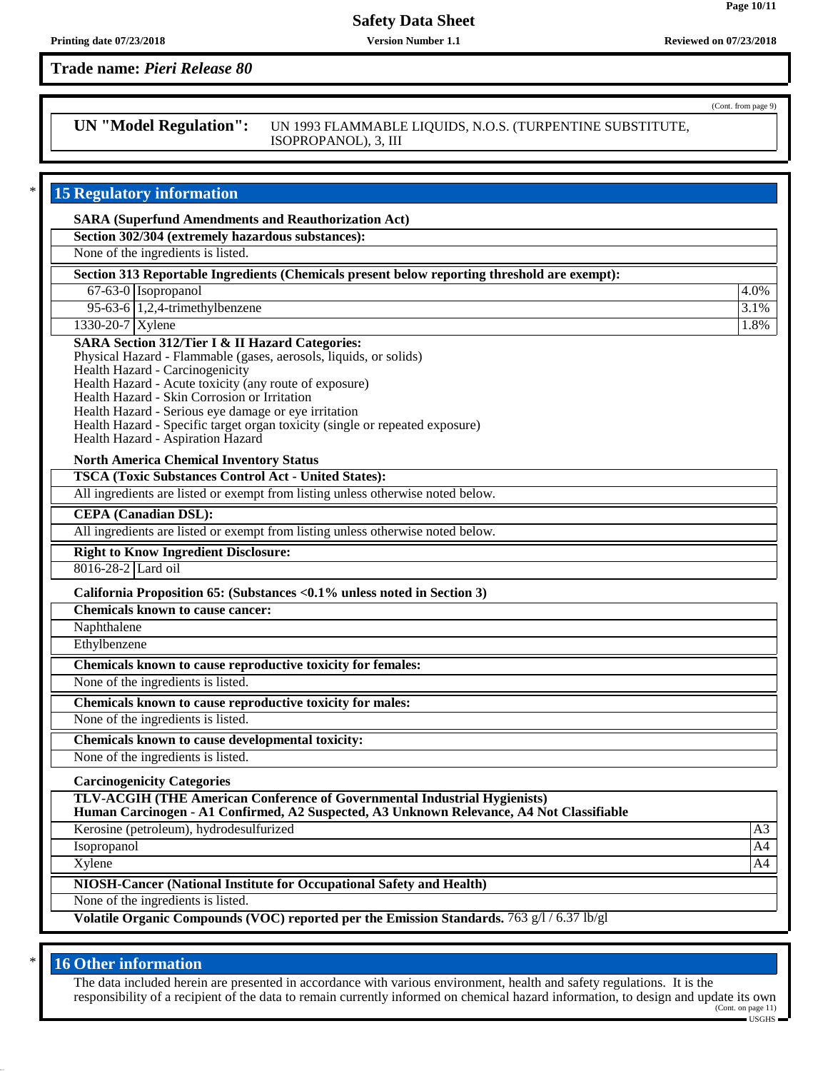**Trade name:** ***Pieri Release 80***

(Cont. from page 9)

**UN "Model Regulation":** UN 1993 FLAMMABLE LIQUIDS, N.O.S. (TURPENTINE SUBSTITUTE, ISOPROPANOL), 3, III

## * 15 Regulatory information

**SARA (Superfund Amendments and Reauthorization Act)**

**Section 302/304 (extremely hazardous substances):**

None of the ingredients is listed.

**Section 313 Reportable Ingredients (Chemicals present below reporting threshold are exempt):**

| CAS | Name | % |
|---|---|---|
| 67-63-0 | Isopropanol | 4.0% |
| 95-63-6 | 1,2,4-trimethylbenzene | 3.1% |
| 1330-20-7 | Xylene | 1.8% |

**SARA Section 312/Tier I & II Hazard Categories:**

Physical Hazard - Flammable (gases, aerosols, liquids, or solids)
Health Hazard - Carcinogenicity
Health Hazard - Acute toxicity (any route of exposure)
Health Hazard - Skin Corrosion or Irritation
Health Hazard - Serious eye damage or eye irritation
Health Hazard - Specific target organ toxicity (single or repeated exposure)
Health Hazard - Aspiration Hazard

**North America Chemical Inventory Status**

**TSCA (Toxic Substances Control Act - United States):**

All ingredients are listed or exempt from listing unless otherwise noted below.

**CEPA (Canadian DSL):**

All ingredients are listed or exempt from listing unless otherwise noted below.

**Right to Know Ingredient Disclosure:**

| CAS | Name |
|---|---|
| 8016-28-2 | Lard oil |

**California Proposition 65: (Substances <0.1% unless noted in Section 3)**

**Chemicals known to cause cancer:**

Naphthalene
Ethylbenzene

**Chemicals known to cause reproductive toxicity for females:**

None of the ingredients is listed.

**Chemicals known to cause reproductive toxicity for males:**

None of the ingredients is listed.

**Chemicals known to cause developmental toxicity:**

None of the ingredients is listed.

**Carcinogenicity Categories**

**TLV-ACGIH (THE American Conference of Governmental Industrial Hygienists)**
**Human Carcinogen - A1 Confirmed, A2 Suspected, A3 Unknown Relevance, A4 Not Classifiable**

| Substance | Category |
|---|---|
| Kerosine (petroleum), hydrodesulfurized | A3 |
| Isopropanol | A4 |
| Xylene | A4 |

**NIOSH-Cancer (National Institute for Occupational Safety and Health)**

None of the ingredients is listed.

**Volatile Organic Compounds (VOC) reported per the Emission Standards.** 763 g/l / 6.37 lb/gl

## * 16 Other information

The data included herein are presented in accordance with various environment, health and safety regulations. It is the responsibility of a recipient of the data to remain currently informed on chemical hazard information, to design and update its own

(Cont. on page 11)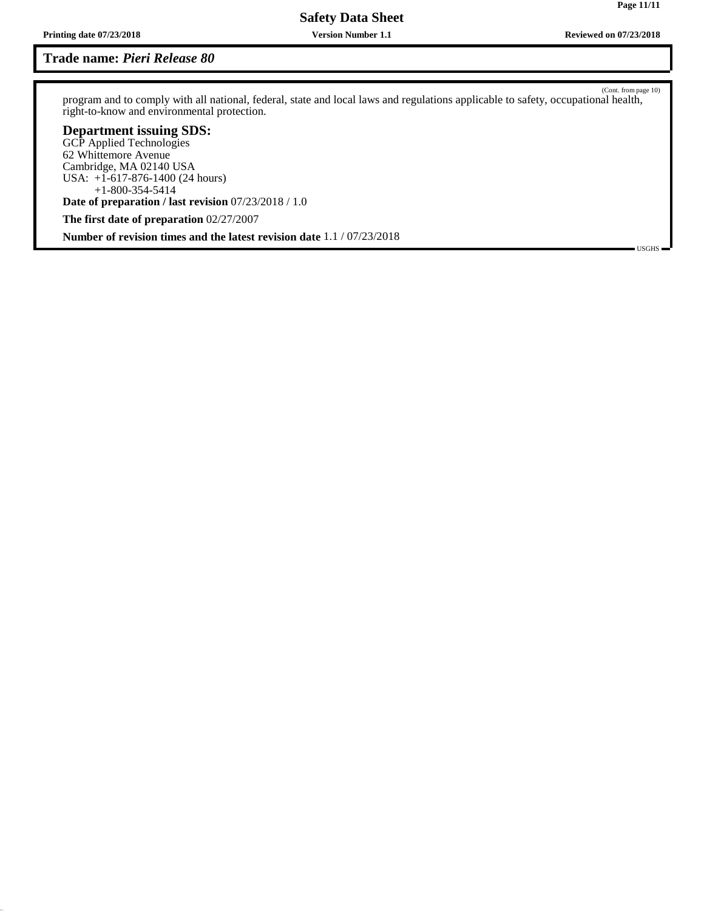program and to comply with all national, federal, state and local laws and regulations applicable to safety, occupational health, right-to-know and environmental protection.

## Department issuing SDS:

GCP Applied Technologies
62 Whittemore Avenue
Cambridge, MA 02140 USA
USA: +1-617-876-1400 (24 hours)
+1-800-354-5414

**Date of preparation / last revision** 07/23/2018 / 1.0

**The first date of preparation** 02/27/2007

**Number of revision times and the latest revision date** 1.1 / 07/23/2018